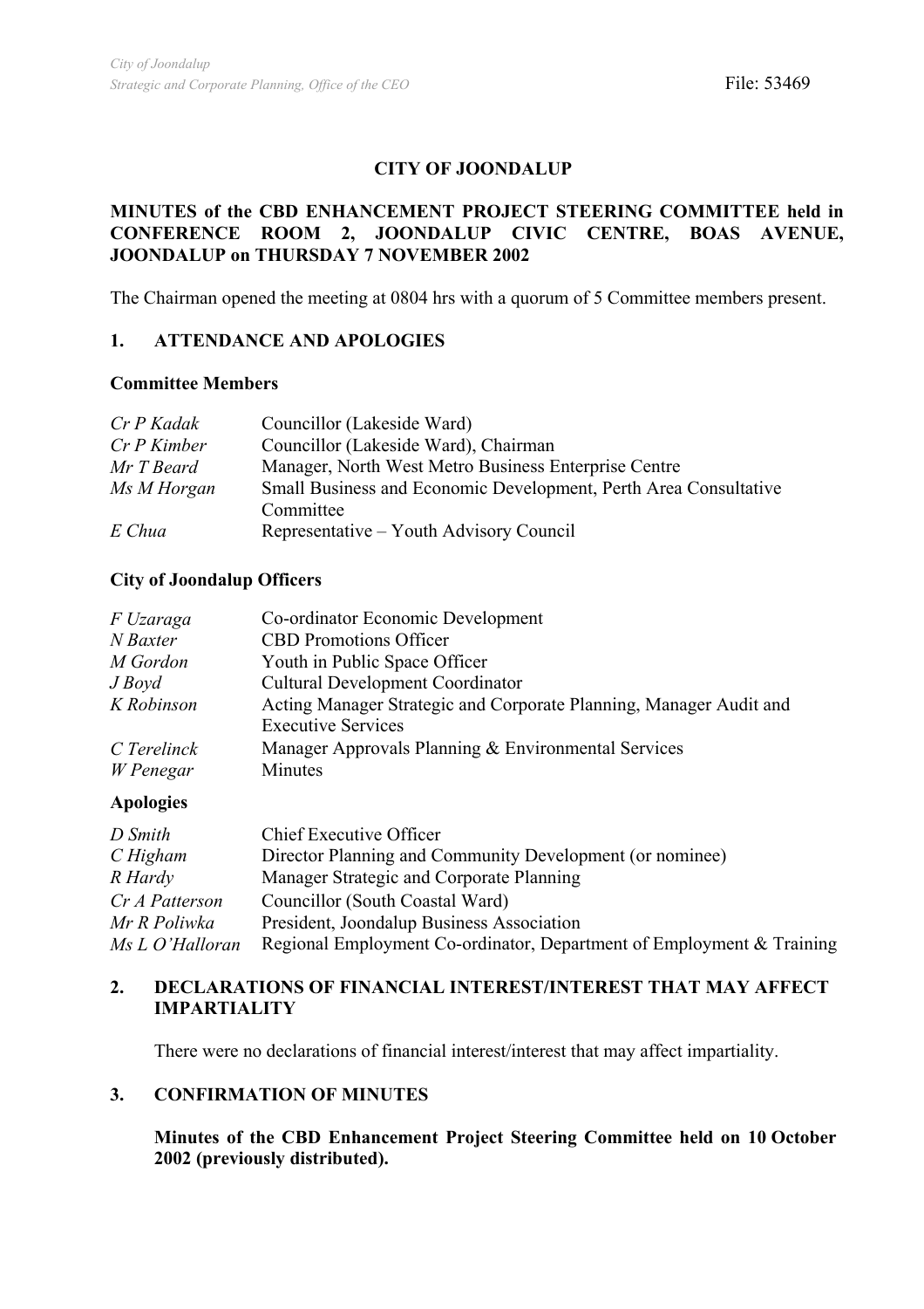City of Joondalup
Strategic and Corporate Planning, Office of the CEO

File: 53469

# CITY OF JOONDALUP

**MINUTES of the CBD ENHANCEMENT PROJECT STEERING COMMITTEE held in CONFERENCE ROOM 2, JOONDALUP CIVIC CENTRE, BOAS AVENUE, JOONDALUP on THURSDAY 7 NOVEMBER 2002**

The Chairman opened the meeting at 0804 hrs with a quorum of 5 Committee members present.

## 1. ATTENDANCE AND APOLOGIES

### Committee Members

| | |
|---|---|
| *Cr P Kadak* | Councillor (Lakeside Ward) |
| *Cr P Kimber* | Councillor (Lakeside Ward), Chairman |
| *Mr T Beard* | Manager, North West Metro Business Enterprise Centre |
| *Ms M Horgan* | Small Business and Economic Development, Perth Area Consultative Committee |
| *E Chua* | Representative – Youth Advisory Council |

### City of Joondalup Officers

| | |
|---|---|
| *F Uzaraga* | Co-ordinator Economic Development |
| *N Baxter* | CBD Promotions Officer |
| *M Gordon* | Youth in Public Space Officer |
| *J Boyd* | Cultural Development Coordinator |
| *K Robinson* | Acting Manager Strategic and Corporate Planning, Manager Audit and Executive Services |
| *C Terelinck* | Manager Approvals Planning & Environmental Services |
| *W Penegar* | Minutes |

### Apologies

| | |
|---|---|
| *D Smith* | Chief Executive Officer |
| *C Higham* | Director Planning and Community Development (or nominee) |
| *R Hardy* | Manager Strategic and Corporate Planning |
| *Cr A Patterson* | Councillor (South Coastal Ward) |
| *Mr R Poliwka* | President, Joondalup Business Association |
| *Ms L O'Halloran* | Regional Employment Co-ordinator, Department of Employment & Training |

## 2. DECLARATIONS OF FINANCIAL INTEREST/INTEREST THAT MAY AFFECT IMPARTIALITY

There were no declarations of financial interest/interest that may affect impartiality.

## 3. CONFIRMATION OF MINUTES

**Minutes of the CBD Enhancement Project Steering Committee held on 10 October 2002 (previously distributed).**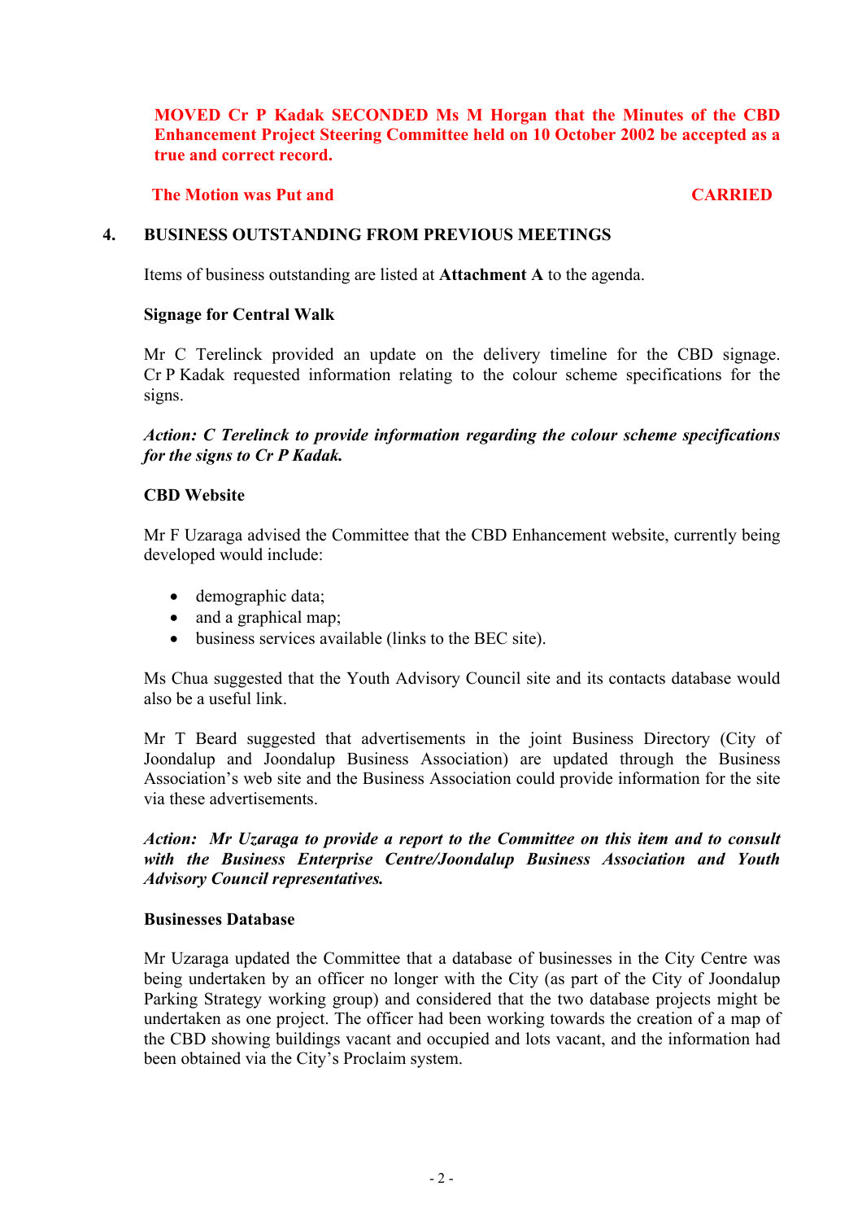**MOVED Cr P Kadak SECONDED Ms M Horgan that the Minutes of the CBD Enhancement Project Steering Committee held on 10 October 2002 be accepted as a true and correct record.**

**The Motion was Put and CARRIED**

## 4. BUSINESS OUTSTANDING FROM PREVIOUS MEETINGS

Items of business outstanding are listed at **Attachment A** to the agenda.

**Signage for Central Walk**

Mr C Terelinck provided an update on the delivery timeline for the CBD signage. Cr P Kadak requested information relating to the colour scheme specifications for the signs.

***Action: C Terelinck to provide information regarding the colour scheme specifications for the signs to Cr P Kadak.***

**CBD Website**

Mr F Uzaraga advised the Committee that the CBD Enhancement website, currently being developed would include:

- demographic data;
- and a graphical map;
- business services available (links to the BEC site).

Ms Chua suggested that the Youth Advisory Council site and its contacts database would also be a useful link.

Mr T Beard suggested that advertisements in the joint Business Directory (City of Joondalup and Joondalup Business Association) are updated through the Business Association's web site and the Business Association could provide information for the site via these advertisements.

***Action: Mr Uzaraga to provide a report to the Committee on this item and to consult with the Business Enterprise Centre/Joondalup Business Association and Youth Advisory Council representatives.***

**Businesses Database**

Mr Uzaraga updated the Committee that a database of businesses in the City Centre was being undertaken by an officer no longer with the City (as part of the City of Joondalup Parking Strategy working group) and considered that the two database projects might be undertaken as one project. The officer had been working towards the creation of a map of the CBD showing buildings vacant and occupied and lots vacant, and the information had been obtained via the City's Proclaim system.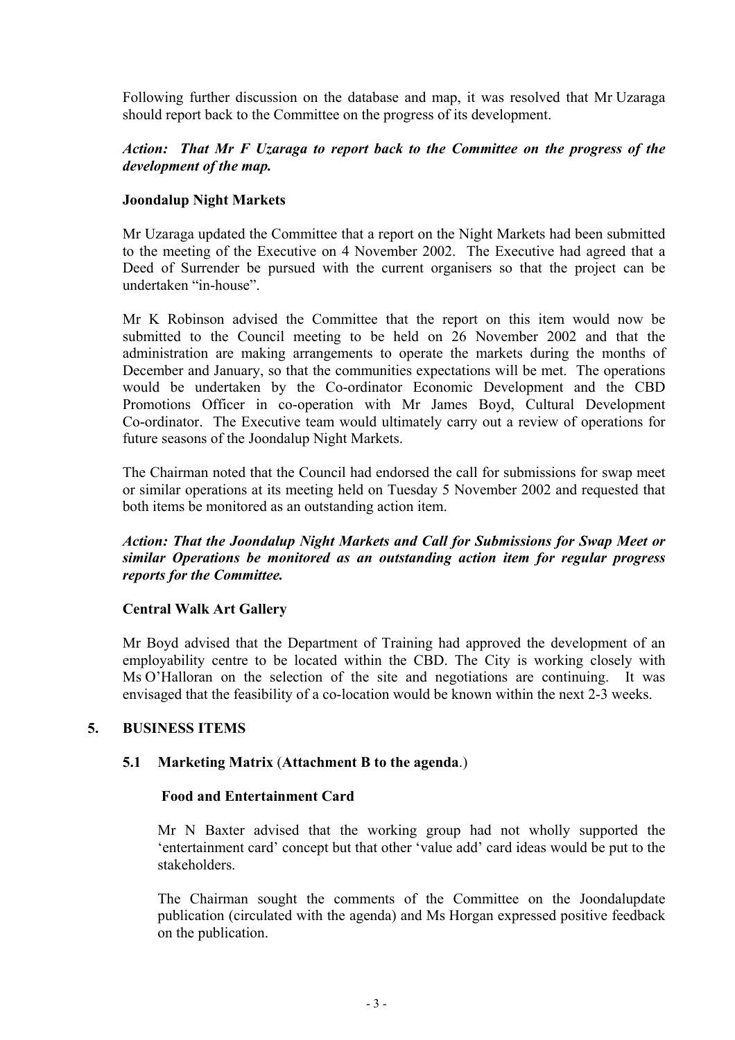Following further discussion on the database and map, it was resolved that Mr Uzaraga should report back to the Committee on the progress of its development.

***Action: That Mr F Uzaraga to report back to the Committee on the progress of the development of the map.***

**Joondalup Night Markets**

Mr Uzaraga updated the Committee that a report on the Night Markets had been submitted to the meeting of the Executive on 4 November 2002. The Executive had agreed that a Deed of Surrender be pursued with the current organisers so that the project can be undertaken "in-house".

Mr K Robinson advised the Committee that the report on this item would now be submitted to the Council meeting to be held on 26 November 2002 and that the administration are making arrangements to operate the markets during the months of December and January, so that the communities expectations will be met. The operations would be undertaken by the Co-ordinator Economic Development and the CBD Promotions Officer in co-operation with Mr James Boyd, Cultural Development Co-ordinator. The Executive team would ultimately carry out a review of operations for future seasons of the Joondalup Night Markets.

The Chairman noted that the Council had endorsed the call for submissions for swap meet or similar operations at its meeting held on Tuesday 5 November 2002 and requested that both items be monitored as an outstanding action item.

***Action: That the Joondalup Night Markets and Call for Submissions for Swap Meet or similar Operations be monitored as an outstanding action item for regular progress reports for the Committee.***

**Central Walk Art Gallery**

Mr Boyd advised that the Department of Training had approved the development of an employability centre to be located within the CBD. The City is working closely with Ms O'Halloran on the selection of the site and negotiations are continuing. It was envisaged that the feasibility of a co-location would be known within the next 2-3 weeks.

## 5. BUSINESS ITEMS

### 5.1 Marketing Matrix (**Attachment B to the agenda**.)

**Food and Entertainment Card**

Mr N Baxter advised that the working group had not wholly supported the 'entertainment card' concept but that other 'value add' card ideas would be put to the stakeholders.

The Chairman sought the comments of the Committee on the Joondalupdate publication (circulated with the agenda) and Ms Horgan expressed positive feedback on the publication.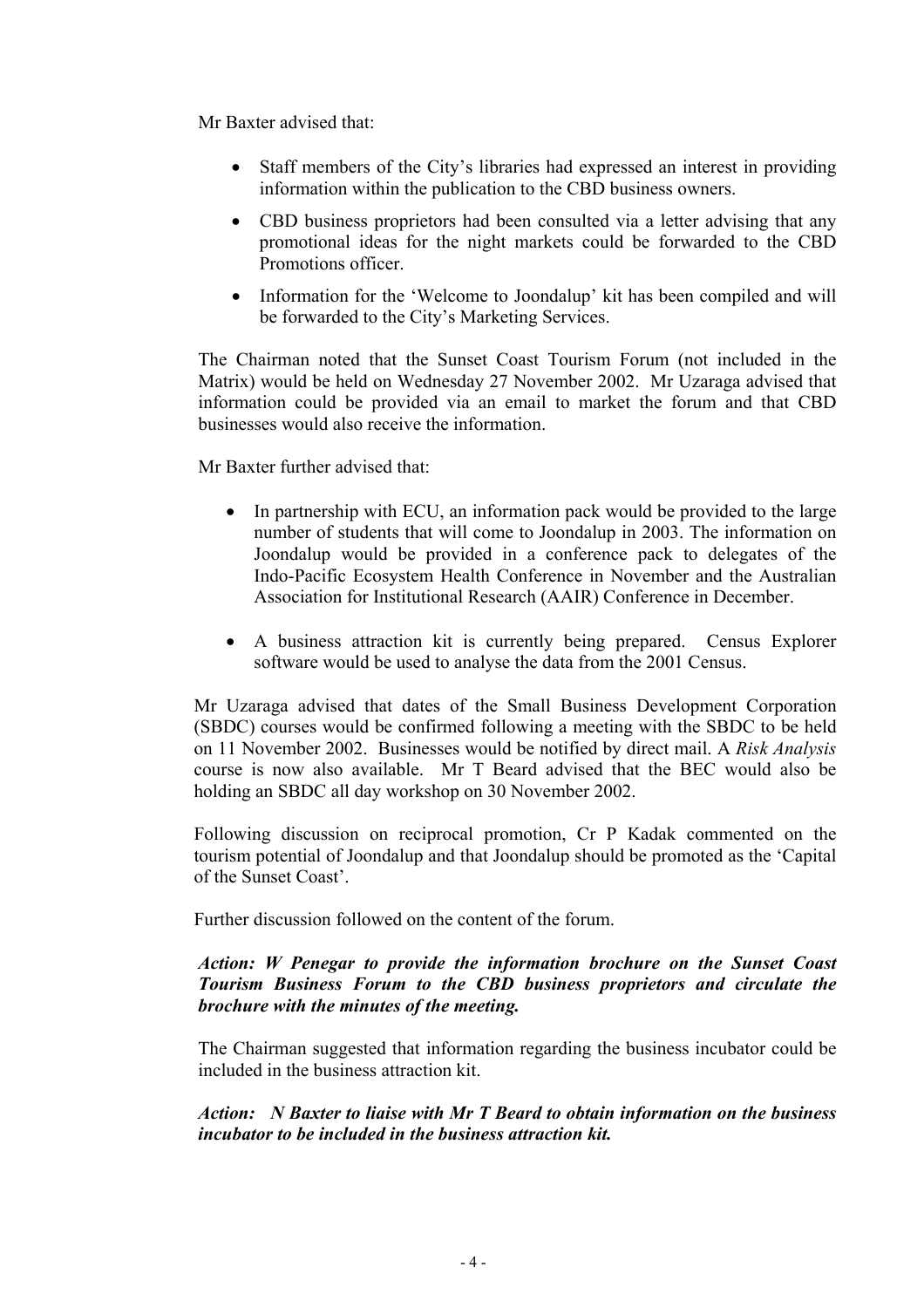Mr Baxter advised that:

- Staff members of the City's libraries had expressed an interest in providing information within the publication to the CBD business owners.
- CBD business proprietors had been consulted via a letter advising that any promotional ideas for the night markets could be forwarded to the CBD Promotions officer.
- Information for the 'Welcome to Joondalup' kit has been compiled and will be forwarded to the City's Marketing Services.

The Chairman noted that the Sunset Coast Tourism Forum (not included in the Matrix) would be held on Wednesday 27 November 2002. Mr Uzaraga advised that information could be provided via an email to market the forum and that CBD businesses would also receive the information.

Mr Baxter further advised that:

- In partnership with ECU, an information pack would be provided to the large number of students that will come to Joondalup in 2003. The information on Joondalup would be provided in a conference pack to delegates of the Indo-Pacific Ecosystem Health Conference in November and the Australian Association for Institutional Research (AAIR) Conference in December.
- A business attraction kit is currently being prepared. Census Explorer software would be used to analyse the data from the 2001 Census.

Mr Uzaraga advised that dates of the Small Business Development Corporation (SBDC) courses would be confirmed following a meeting with the SBDC to be held on 11 November 2002. Businesses would be notified by direct mail. A *Risk Analysis* course is now also available. Mr T Beard advised that the BEC would also be holding an SBDC all day workshop on 30 November 2002.

Following discussion on reciprocal promotion, Cr P Kadak commented on the tourism potential of Joondalup and that Joondalup should be promoted as the 'Capital of the Sunset Coast'.

Further discussion followed on the content of the forum.

***Action: W Penegar to provide the information brochure on the Sunset Coast Tourism Business Forum to the CBD business proprietors and circulate the brochure with the minutes of the meeting.***

The Chairman suggested that information regarding the business incubator could be included in the business attraction kit.

***Action: N Baxter to liaise with Mr T Beard to obtain information on the business incubator to be included in the business attraction kit.***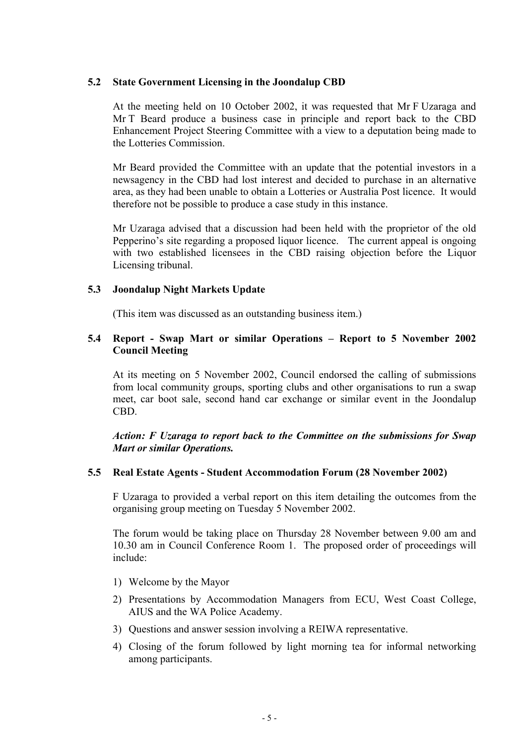### 5.2 State Government Licensing in the Joondalup CBD

At the meeting held on 10 October 2002, it was requested that Mr F Uzaraga and Mr T Beard produce a business case in principle and report back to the CBD Enhancement Project Steering Committee with a view to a deputation being made to the Lotteries Commission.

Mr Beard provided the Committee with an update that the potential investors in a newsagency in the CBD had lost interest and decided to purchase in an alternative area, as they had been unable to obtain a Lotteries or Australia Post licence. It would therefore not be possible to produce a case study in this instance.

Mr Uzaraga advised that a discussion had been held with the proprietor of the old Pepperino's site regarding a proposed liquor licence. The current appeal is ongoing with two established licensees in the CBD raising objection before the Liquor Licensing tribunal.

### 5.3 Joondalup Night Markets Update

(This item was discussed as an outstanding business item.)

### 5.4 Report - Swap Mart or similar Operations – Report to 5 November 2002 Council Meeting

At its meeting on 5 November 2002, Council endorsed the calling of submissions from local community groups, sporting clubs and other organisations to run a swap meet, car boot sale, second hand car exchange or similar event in the Joondalup CBD.

***Action: F Uzaraga to report back to the Committee on the submissions for Swap Mart or similar Operations.***

### 5.5 Real Estate Agents - Student Accommodation Forum (28 November 2002)

F Uzaraga to provided a verbal report on this item detailing the outcomes from the organising group meeting on Tuesday 5 November 2002.

The forum would be taking place on Thursday 28 November between 9.00 am and 10.30 am in Council Conference Room 1. The proposed order of proceedings will include:

1) Welcome by the Mayor
2) Presentations by Accommodation Managers from ECU, West Coast College, AIUS and the WA Police Academy.
3) Questions and answer session involving a REIWA representative.
4) Closing of the forum followed by light morning tea for informal networking among participants.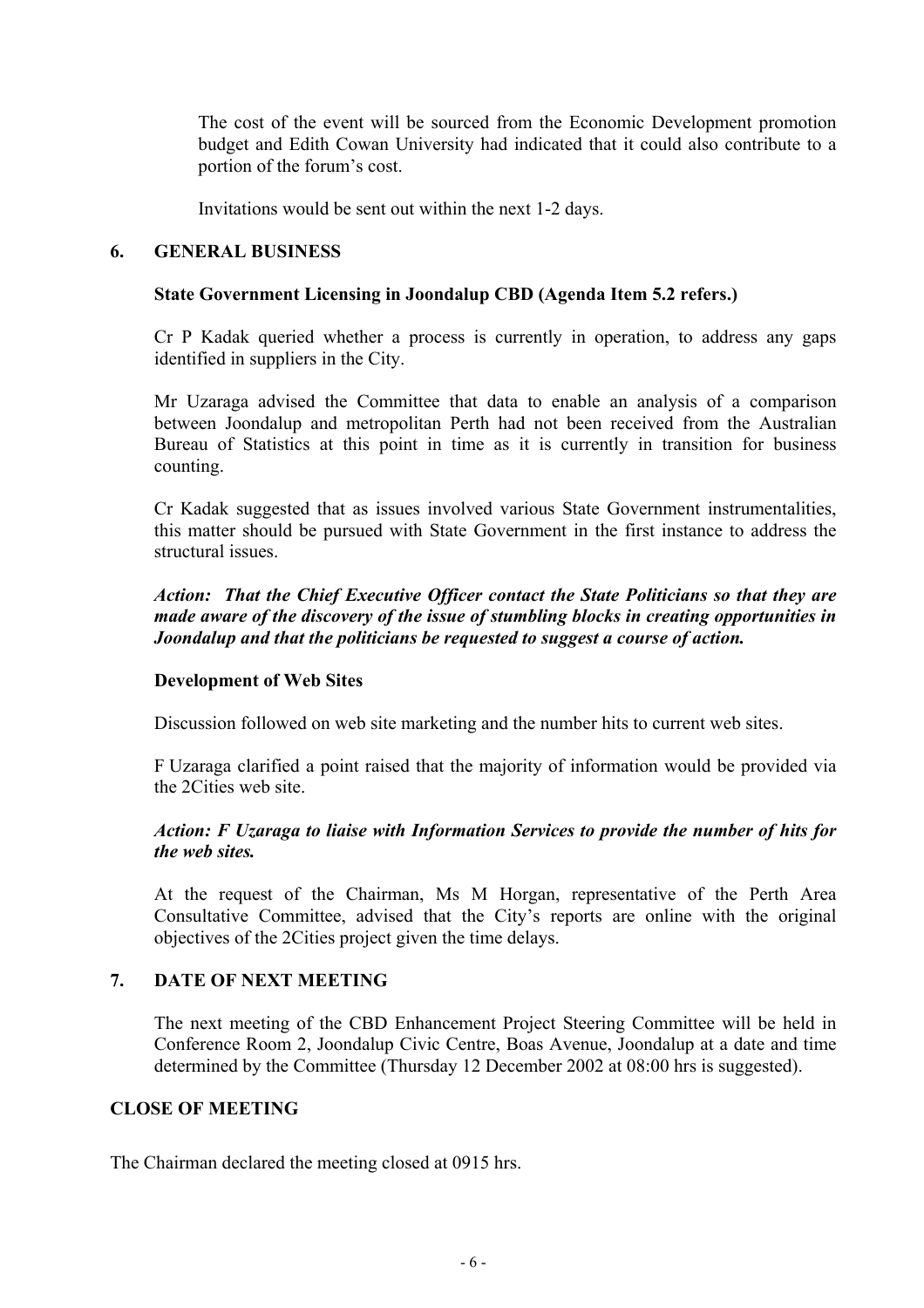The cost of the event will be sourced from the Economic Development promotion budget and Edith Cowan University had indicated that it could also contribute to a portion of the forum's cost.

Invitations would be sent out within the next 1-2 days.

## 6. GENERAL BUSINESS

**State Government Licensing in Joondalup CBD (Agenda Item 5.2 refers.)**

Cr P Kadak queried whether a process is currently in operation, to address any gaps identified in suppliers in the City.

Mr Uzaraga advised the Committee that data to enable an analysis of a comparison between Joondalup and metropolitan Perth had not been received from the Australian Bureau of Statistics at this point in time as it is currently in transition for business counting.

Cr Kadak suggested that as issues involved various State Government instrumentalities, this matter should be pursued with State Government in the first instance to address the structural issues.

***Action: That the Chief Executive Officer contact the State Politicians so that they are made aware of the discovery of the issue of stumbling blocks in creating opportunities in Joondalup and that the politicians be requested to suggest a course of action.***

**Development of Web Sites**

Discussion followed on web site marketing and the number hits to current web sites.

F Uzaraga clarified a point raised that the majority of information would be provided via the 2Cities web site.

***Action: F Uzaraga to liaise with Information Services to provide the number of hits for the web sites.***

At the request of the Chairman, Ms M Horgan, representative of the Perth Area Consultative Committee, advised that the City's reports are online with the original objectives of the 2Cities project given the time delays.

## 7. DATE OF NEXT MEETING

The next meeting of the CBD Enhancement Project Steering Committee will be held in Conference Room 2, Joondalup Civic Centre, Boas Avenue, Joondalup at a date and time determined by the Committee (Thursday 12 December 2002 at 08:00 hrs is suggested).

## CLOSE OF MEETING

The Chairman declared the meeting closed at 0915 hrs.